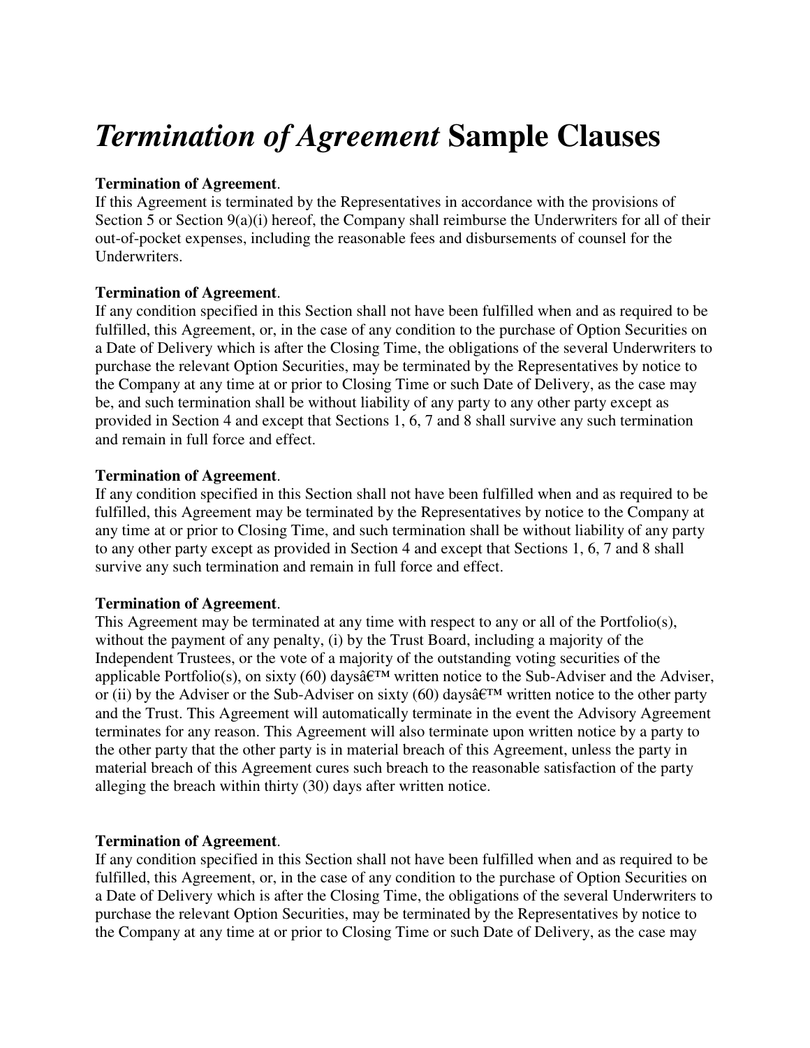# *Termination of Agreement* Sample Clauses

**Termination of Agreement**.
If this Agreement is terminated by the Representatives in accordance with the provisions of Section 5 or Section 9(a)(i) hereof, the Company shall reimburse the Underwriters for all of their out-of-pocket expenses, including the reasonable fees and disbursements of counsel for the Underwriters.

**Termination of Agreement**.
If any condition specified in this Section shall not have been fulfilled when and as required to be fulfilled, this Agreement, or, in the case of any condition to the purchase of Option Securities on a Date of Delivery which is after the Closing Time, the obligations of the several Underwriters to purchase the relevant Option Securities, may be terminated by the Representatives by notice to the Company at any time at or prior to Closing Time or such Date of Delivery, as the case may be, and such termination shall be without liability of any party to any other party except as provided in Section 4 and except that Sections 1, 6, 7 and 8 shall survive any such termination and remain in full force and effect.

**Termination of Agreement**.
If any condition specified in this Section shall not have been fulfilled when and as required to be fulfilled, this Agreement may be terminated by the Representatives by notice to the Company at any time at or prior to Closing Time, and such termination shall be without liability of any party to any other party except as provided in Section 4 and except that Sections 1, 6, 7 and 8 shall survive any such termination and remain in full force and effect.

**Termination of Agreement**.
This Agreement may be terminated at any time with respect to any or all of the Portfolio(s), without the payment of any penalty, (i) by the Trust Board, including a majority of the Independent Trustees, or the vote of a majority of the outstanding voting securities of the applicable Portfolio(s), on sixty (60) daysâ€™ written notice to the Sub-Adviser and the Adviser, or (ii) by the Adviser or the Sub-Adviser on sixty (60) daysâ€™ written notice to the other party and the Trust. This Agreement will automatically terminate in the event the Advisory Agreement terminates for any reason. This Agreement will also terminate upon written notice by a party to the other party that the other party is in material breach of this Agreement, unless the party in material breach of this Agreement cures such breach to the reasonable satisfaction of the party alleging the breach within thirty (30) days after written notice.

**Termination of Agreement**.
If any condition specified in this Section shall not have been fulfilled when and as required to be fulfilled, this Agreement, or, in the case of any condition to the purchase of Option Securities on a Date of Delivery which is after the Closing Time, the obligations of the several Underwriters to purchase the relevant Option Securities, may be terminated by the Representatives by notice to the Company at any time at or prior to Closing Time or such Date of Delivery, as the case may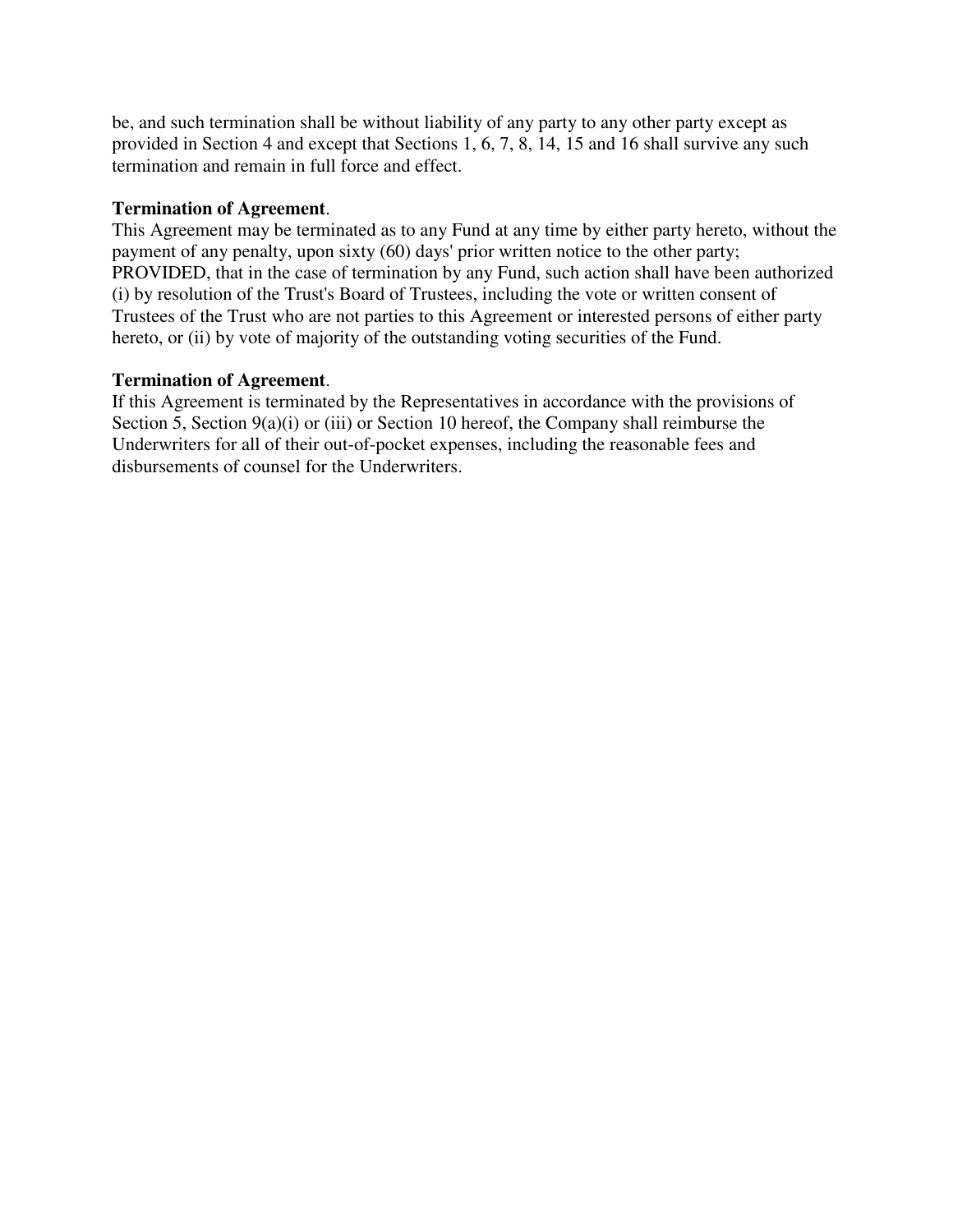be, and such termination shall be without liability of any party to any other party except as provided in Section 4 and except that Sections 1, 6, 7, 8, 14, 15 and 16 shall survive any such termination and remain in full force and effect.

**Termination of Agreement**.
This Agreement may be terminated as to any Fund at any time by either party hereto, without the payment of any penalty, upon sixty (60) days' prior written notice to the other party; PROVIDED, that in the case of termination by any Fund, such action shall have been authorized (i) by resolution of the Trust's Board of Trustees, including the vote or written consent of Trustees of the Trust who are not parties to this Agreement or interested persons of either party hereto, or (ii) by vote of majority of the outstanding voting securities of the Fund.

**Termination of Agreement**.
If this Agreement is terminated by the Representatives in accordance with the provisions of Section 5, Section 9(a)(i) or (iii) or Section 10 hereof, the Company shall reimburse the Underwriters for all of their out-of-pocket expenses, including the reasonable fees and disbursements of counsel for the Underwriters.